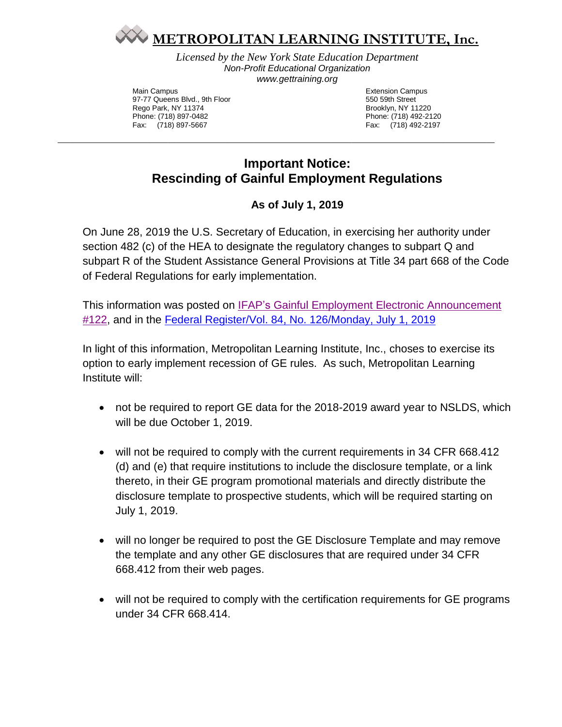# METROPOLITAN LEARNING INSTITUTE, Inc.

*Licensed by the New York State Education Department*
*Non-Profit Educational Organization*
*www.gettraining.org*

Main Campus
97-77 Queens Blvd., 9th Floor
Rego Park, NY 11374
Phone: (718) 897-0482
Fax: (718) 897-5667

Extension Campus
550 59th Street
Brooklyn, NY 11220
Phone: (718) 492-2120
Fax: (718) 492-2197

---

## Important Notice: Rescinding of Gainful Employment Regulations

### As of July 1, 2019

On June 28, 2019 the U.S. Secretary of Education, in exercising her authority under section 482 (c) of the HEA to designate the regulatory changes to subpart Q and subpart R of the Student Assistance General Provisions at Title 34 part 668 of the Code of Federal Regulations for early implementation.

This information was posted on IFAP's Gainful Employment Electronic Announcement #122, and in the Federal Register/Vol. 84, No. 126/Monday, July 1, 2019

In light of this information, Metropolitan Learning Institute, Inc., choses to exercise its option to early implement recession of GE rules. As such, Metropolitan Learning Institute will:

- not be required to report GE data for the 2018-2019 award year to NSLDS, which will be due October 1, 2019.
- will not be required to comply with the current requirements in 34 CFR 668.412 (d) and (e) that require institutions to include the disclosure template, or a link thereto, in their GE program promotional materials and directly distribute the disclosure template to prospective students, which will be required starting on July 1, 2019.
- will no longer be required to post the GE Disclosure Template and may remove the template and any other GE disclosures that are required under 34 CFR 668.412 from their web pages.
- will not be required to comply with the certification requirements for GE programs under 34 CFR 668.414.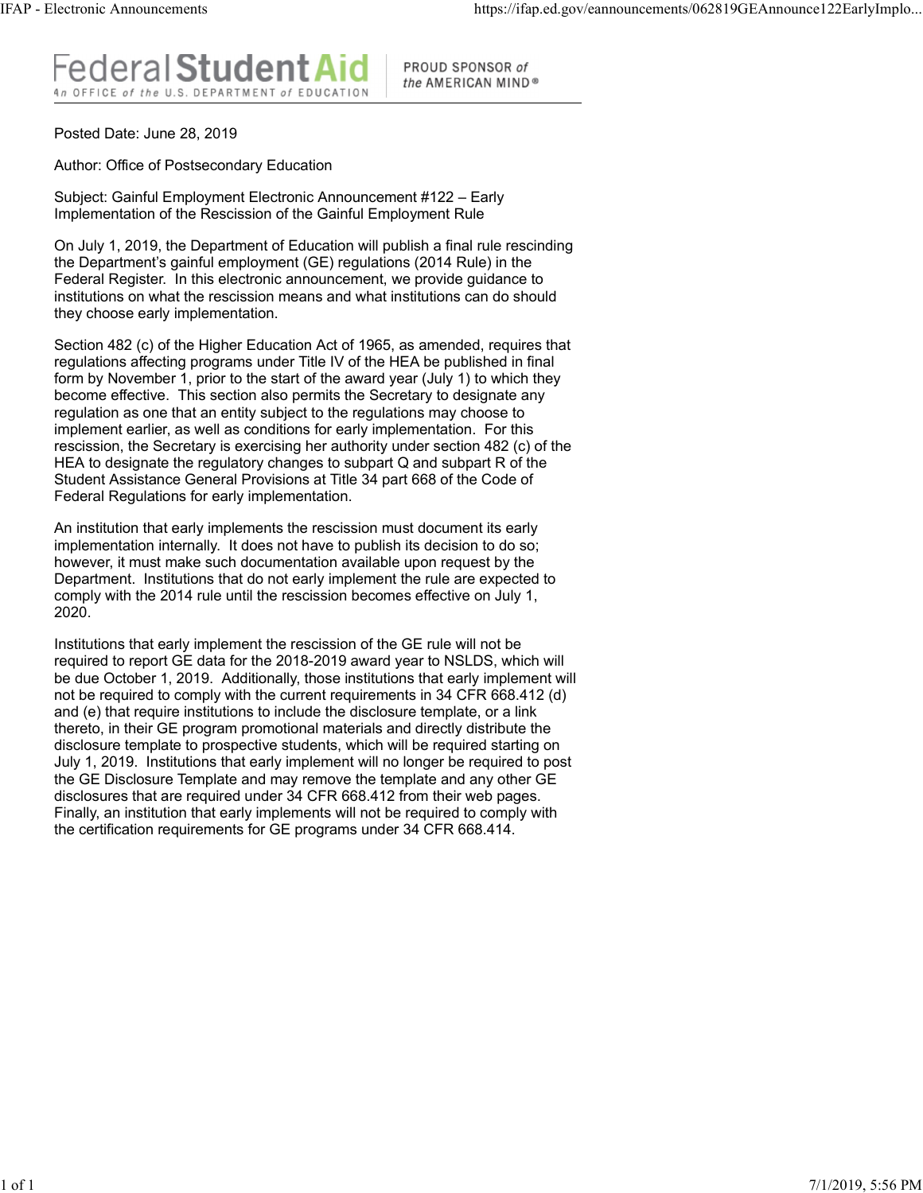Federal Student Aid
An OFFICE of the U.S. DEPARTMENT of EDUCATION

PROUD SPONSOR of the AMERICAN MIND®

Posted Date: June 28, 2019

Author: Office of Postsecondary Education

Subject: Gainful Employment Electronic Announcement #122 – Early Implementation of the Rescission of the Gainful Employment Rule

On July 1, 2019, the Department of Education will publish a final rule rescinding the Department's gainful employment (GE) regulations (2014 Rule) in the Federal Register. In this electronic announcement, we provide guidance to institutions on what the rescission means and what institutions can do should they choose early implementation.

Section 482 (c) of the Higher Education Act of 1965, as amended, requires that regulations affecting programs under Title IV of the HEA be published in final form by November 1, prior to the start of the award year (July 1) to which they become effective. This section also permits the Secretary to designate any regulation as one that an entity subject to the regulations may choose to implement earlier, as well as conditions for early implementation. For this rescission, the Secretary is exercising her authority under section 482 (c) of the HEA to designate the regulatory changes to subpart Q and subpart R of the Student Assistance General Provisions at Title 34 part 668 of the Code of Federal Regulations for early implementation.

An institution that early implements the rescission must document its early implementation internally. It does not have to publish its decision to do so; however, it must make such documentation available upon request by the Department. Institutions that do not early implement the rule are expected to comply with the 2014 rule until the rescission becomes effective on July 1, 2020.

Institutions that early implement the rescission of the GE rule will not be required to report GE data for the 2018-2019 award year to NSLDS, which will be due October 1, 2019. Additionally, those institutions that early implement will not be required to comply with the current requirements in 34 CFR 668.412 (d) and (e) that require institutions to include the disclosure template, or a link thereto, in their GE program promotional materials and directly distribute the disclosure template to prospective students, which will be required starting on July 1, 2019. Institutions that early implement will no longer be required to post the GE Disclosure Template and may remove the template and any other GE disclosures that are required under 34 CFR 668.412 from their web pages. Finally, an institution that early implements will not be required to comply with the certification requirements for GE programs under 34 CFR 668.414.